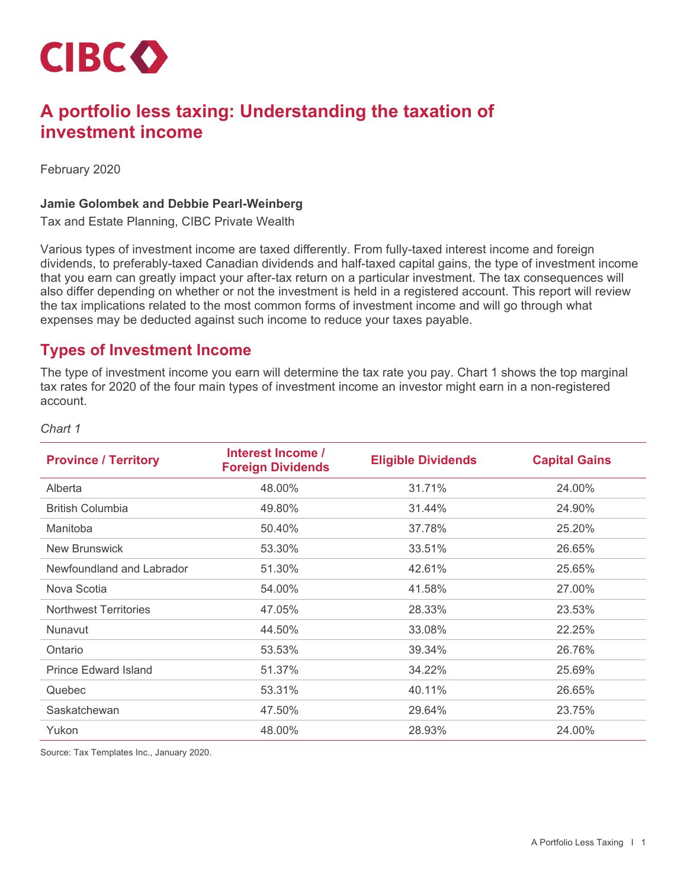CIBC

# A portfolio less taxing: Understanding the taxation of investment income

February 2020

**Jamie Golombek and Debbie Pearl-Weinberg**

Tax and Estate Planning, CIBC Private Wealth

Various types of investment income are taxed differently. From fully-taxed interest income and foreign dividends, to preferably-taxed Canadian dividends and half-taxed capital gains, the type of investment income that you earn can greatly impact your after-tax return on a particular investment. The tax consequences will also differ depending on whether or not the investment is held in a registered account. This report will review the tax implications related to the most common forms of investment income and will go through what expenses may be deducted against such income to reduce your taxes payable.

## Types of Investment Income

The type of investment income you earn will determine the tax rate you pay. Chart 1 shows the top marginal tax rates for 2020 of the four main types of investment income an investor might earn in a non-registered account.

*Chart 1*

| Province / Territory | Interest Income / Foreign Dividends | Eligible Dividends | Capital Gains |
|---|---|---|---|
| Alberta | 48.00% | 31.71% | 24.00% |
| British Columbia | 49.80% | 31.44% | 24.90% |
| Manitoba | 50.40% | 37.78% | 25.20% |
| New Brunswick | 53.30% | 33.51% | 26.65% |
| Newfoundland and Labrador | 51.30% | 42.61% | 25.65% |
| Nova Scotia | 54.00% | 41.58% | 27.00% |
| Northwest Territories | 47.05% | 28.33% | 23.53% |
| Nunavut | 44.50% | 33.08% | 22.25% |
| Ontario | 53.53% | 39.34% | 26.76% |
| Prince Edward Island | 51.37% | 34.22% | 25.69% |
| Quebec | 53.31% | 40.11% | 26.65% |
| Saskatchewan | 47.50% | 29.64% | 23.75% |
| Yukon | 48.00% | 28.93% | 24.00% |

Source: Tax Templates Inc., January 2020.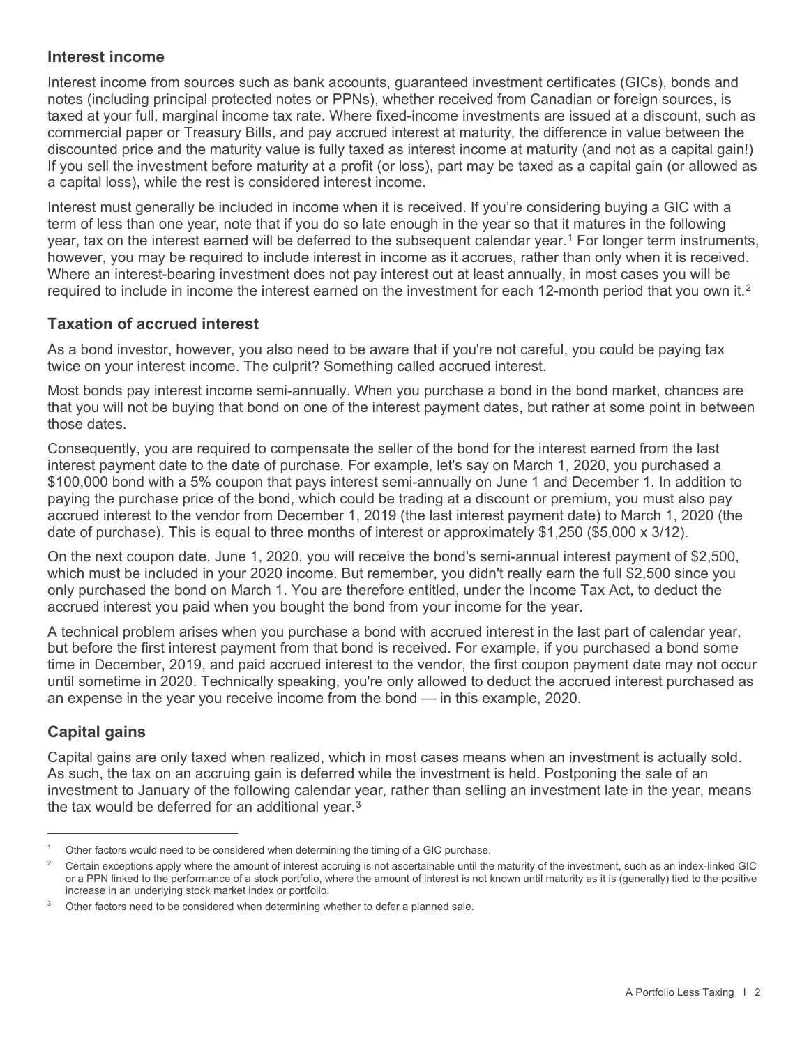## Interest income

Interest income from sources such as bank accounts, guaranteed investment certificates (GICs), bonds and notes (including principal protected notes or PPNs), whether received from Canadian or foreign sources, is taxed at your full, marginal income tax rate. Where fixed-income investments are issued at a discount, such as commercial paper or Treasury Bills, and pay accrued interest at maturity, the difference in value between the discounted price and the maturity value is fully taxed as interest income at maturity (and not as a capital gain!) If you sell the investment before maturity at a profit (or loss), part may be taxed as a capital gain (or allowed as a capital loss), while the rest is considered interest income.

Interest must generally be included in income when it is received. If you're considering buying a GIC with a term of less than one year, note that if you do so late enough in the year so that it matures in the following year, tax on the interest earned will be deferred to the subsequent calendar year.[1] For longer term instruments, however, you may be required to include interest in income as it accrues, rather than only when it is received. Where an interest-bearing investment does not pay interest out at least annually, in most cases you will be required to include in income the interest earned on the investment for each 12-month period that you own it.[2]

## Taxation of accrued interest

As a bond investor, however, you also need to be aware that if you're not careful, you could be paying tax twice on your interest income. The culprit? Something called accrued interest.

Most bonds pay interest income semi-annually. When you purchase a bond in the bond market, chances are that you will not be buying that bond on one of the interest payment dates, but rather at some point in between those dates.

Consequently, you are required to compensate the seller of the bond for the interest earned from the last interest payment date to the date of purchase. For example, let's say on March 1, 2020, you purchased a $100,000 bond with a 5% coupon that pays interest semi-annually on June 1 and December 1. In addition to paying the purchase price of the bond, which could be trading at a discount or premium, you must also pay accrued interest to the vendor from December 1, 2019 (the last interest payment date) to March 1, 2020 (the date of purchase). This is equal to three months of interest or approximately $1,250 ($5,000 x 3/12).

On the next coupon date, June 1, 2020, you will receive the bond's semi-annual interest payment of $2,500, which must be included in your 2020 income. But remember, you didn't really earn the full $2,500 since you only purchased the bond on March 1. You are therefore entitled, under the Income Tax Act, to deduct the accrued interest you paid when you bought the bond from your income for the year.

A technical problem arises when you purchase a bond with accrued interest in the last part of calendar year, but before the first interest payment from that bond is received. For example, if you purchased a bond some time in December, 2019, and paid accrued interest to the vendor, the first coupon payment date may not occur until sometime in 2020. Technically speaking, you're only allowed to deduct the accrued interest purchased as an expense in the year you receive income from the bond — in this example, 2020.

## Capital gains

Capital gains are only taxed when realized, which in most cases means when an investment is actually sold. As such, the tax on an accruing gain is deferred while the investment is held. Postponing the sale of an investment to January of the following calendar year, rather than selling an investment late in the year, means the tax would be deferred for an additional year.[3]

---

[1] Other factors would need to be considered when determining the timing of a GIC purchase.

[2] Certain exceptions apply where the amount of interest accruing is not ascertainable until the maturity of the investment, such as an index-linked GIC or a PPN linked to the performance of a stock portfolio, where the amount of interest is not known until maturity as it is (generally) tied to the positive increase in an underlying stock market index or portfolio.

[3] Other factors need to be considered when determining whether to defer a planned sale.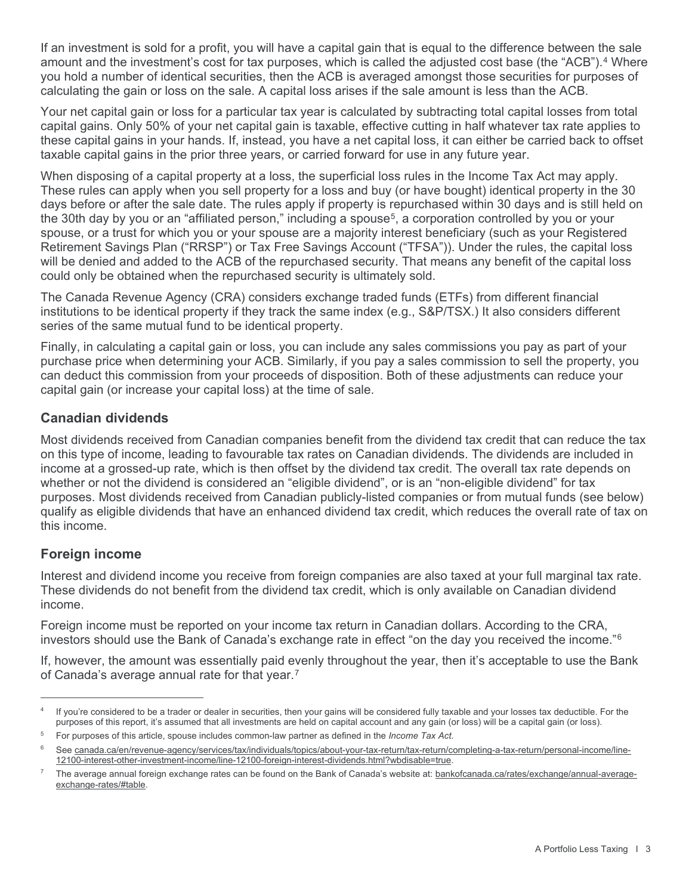If an investment is sold for a profit, you will have a capital gain that is equal to the difference between the sale amount and the investment's cost for tax purposes, which is called the adjusted cost base (the "ACB").[4] Where you hold a number of identical securities, then the ACB is averaged amongst those securities for purposes of calculating the gain or loss on the sale. A capital loss arises if the sale amount is less than the ACB.

Your net capital gain or loss for a particular tax year is calculated by subtracting total capital losses from total capital gains. Only 50% of your net capital gain is taxable, effective cutting in half whatever tax rate applies to these capital gains in your hands. If, instead, you have a net capital loss, it can either be carried back to offset taxable capital gains in the prior three years, or carried forward for use in any future year.

When disposing of a capital property at a loss, the superficial loss rules in the Income Tax Act may apply. These rules can apply when you sell property for a loss and buy (or have bought) identical property in the 30 days before or after the sale date. The rules apply if property is repurchased within 30 days and is still held on the 30th day by you or an "affiliated person," including a spouse[5], a corporation controlled by you or your spouse, or a trust for which you or your spouse are a majority interest beneficiary (such as your Registered Retirement Savings Plan ("RRSP") or Tax Free Savings Account ("TFSA")). Under the rules, the capital loss will be denied and added to the ACB of the repurchased security. That means any benefit of the capital loss could only be obtained when the repurchased security is ultimately sold.

The Canada Revenue Agency (CRA) considers exchange traded funds (ETFs) from different financial institutions to be identical property if they track the same index (e.g., S&P/TSX.) It also considers different series of the same mutual fund to be identical property.

Finally, in calculating a capital gain or loss, you can include any sales commissions you pay as part of your purchase price when determining your ACB. Similarly, if you pay a sales commission to sell the property, you can deduct this commission from your proceeds of disposition. Both of these adjustments can reduce your capital gain (or increase your capital loss) at the time of sale.

## Canadian dividends

Most dividends received from Canadian companies benefit from the dividend tax credit that can reduce the tax on this type of income, leading to favourable tax rates on Canadian dividends. The dividends are included in income at a grossed-up rate, which is then offset by the dividend tax credit. The overall tax rate depends on whether or not the dividend is considered an "eligible dividend", or is an "non-eligible dividend" for tax purposes. Most dividends received from Canadian publicly-listed companies or from mutual funds (see below) qualify as eligible dividends that have an enhanced dividend tax credit, which reduces the overall rate of tax on this income.

## Foreign income

Interest and dividend income you receive from foreign companies are also taxed at your full marginal tax rate. These dividends do not benefit from the dividend tax credit, which is only available on Canadian dividend income.

Foreign income must be reported on your income tax return in Canadian dollars. According to the CRA, investors should use the Bank of Canada's exchange rate in effect "on the day you received the income."[6]

If, however, the amount was essentially paid evenly throughout the year, then it's acceptable to use the Bank of Canada's average annual rate for that year.[7]

---

[4] If you're considered to be a trader or dealer in securities, then your gains will be considered fully taxable and your losses tax deductible. For the purposes of this report, it's assumed that all investments are held on capital account and any gain (or loss) will be a capital gain (or loss).

[5] For purposes of this article, spouse includes common-law partner as defined in the *Income Tax Act*.

[6] See canada.ca/en/revenue-agency/services/tax/individuals/topics/about-your-tax-return/tax-return/completing-a-tax-return/personal-income/line-12100-interest-other-investment-income/line-12100-foreign-interest-dividends.html?wbdisable=true.

[7] The average annual foreign exchange rates can be found on the Bank of Canada's website at: bankofcanada.ca/rates/exchange/annual-average-exchange-rates/#table.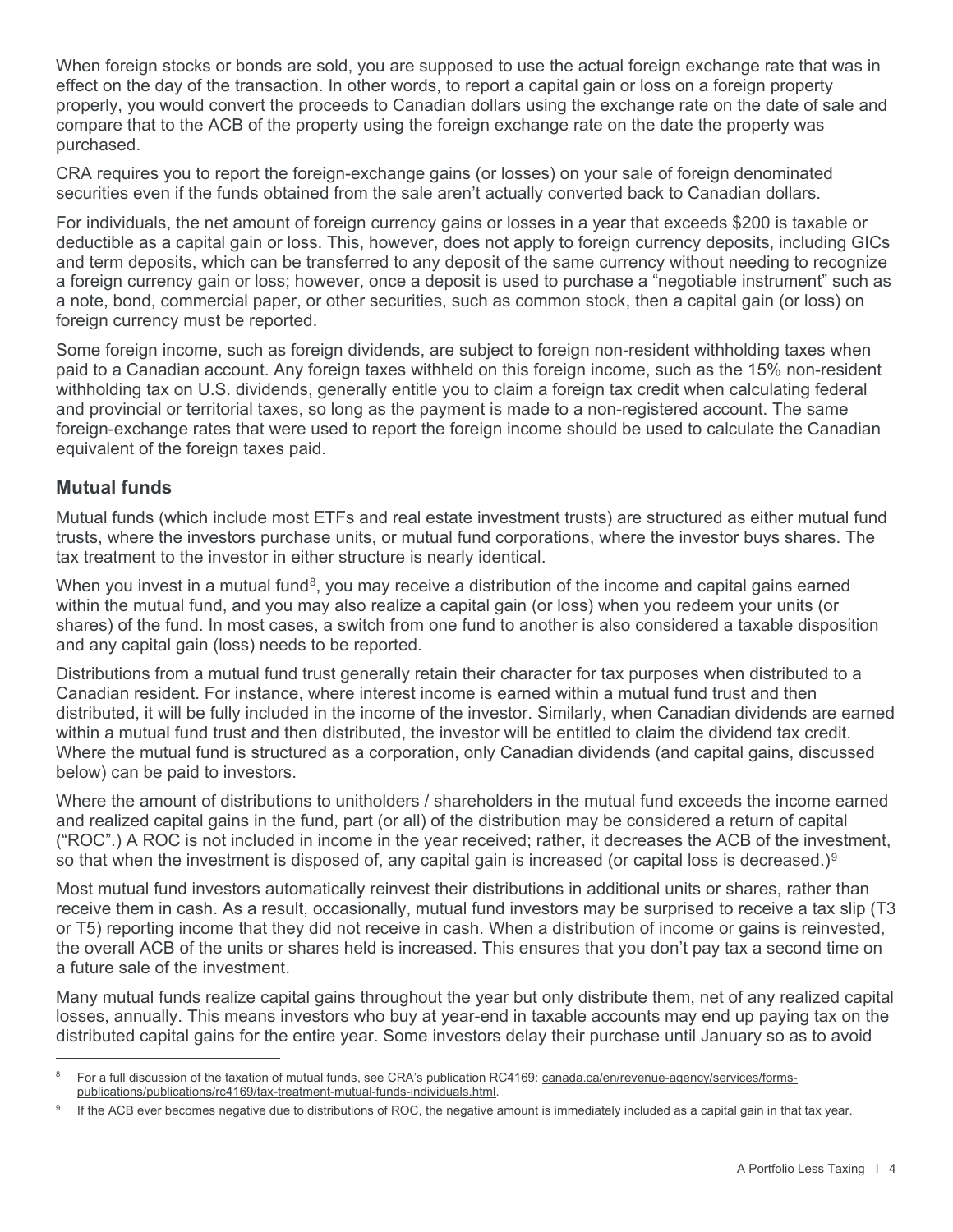When foreign stocks or bonds are sold, you are supposed to use the actual foreign exchange rate that was in effect on the day of the transaction. In other words, to report a capital gain or loss on a foreign property properly, you would convert the proceeds to Canadian dollars using the exchange rate on the date of sale and compare that to the ACB of the property using the foreign exchange rate on the date the property was purchased.

CRA requires you to report the foreign-exchange gains (or losses) on your sale of foreign denominated securities even if the funds obtained from the sale aren't actually converted back to Canadian dollars.

For individuals, the net amount of foreign currency gains or losses in a year that exceeds $200 is taxable or deductible as a capital gain or loss. This, however, does not apply to foreign currency deposits, including GICs and term deposits, which can be transferred to any deposit of the same currency without needing to recognize a foreign currency gain or loss; however, once a deposit is used to purchase a "negotiable instrument" such as a note, bond, commercial paper, or other securities, such as common stock, then a capital gain (or loss) on foreign currency must be reported.

Some foreign income, such as foreign dividends, are subject to foreign non-resident withholding taxes when paid to a Canadian account. Any foreign taxes withheld on this foreign income, such as the 15% non-resident withholding tax on U.S. dividends, generally entitle you to claim a foreign tax credit when calculating federal and provincial or territorial taxes, so long as the payment is made to a non-registered account. The same foreign-exchange rates that were used to report the foreign income should be used to calculate the Canadian equivalent of the foreign taxes paid.

## Mutual funds

Mutual funds (which include most ETFs and real estate investment trusts) are structured as either mutual fund trusts, where the investors purchase units, or mutual fund corporations, where the investor buys shares. The tax treatment to the investor in either structure is nearly identical.

When you invest in a mutual fund[8], you may receive a distribution of the income and capital gains earned within the mutual fund, and you may also realize a capital gain (or loss) when you redeem your units (or shares) of the fund. In most cases, a switch from one fund to another is also considered a taxable disposition and any capital gain (loss) needs to be reported.

Distributions from a mutual fund trust generally retain their character for tax purposes when distributed to a Canadian resident. For instance, where interest income is earned within a mutual fund trust and then distributed, it will be fully included in the income of the investor. Similarly, when Canadian dividends are earned within a mutual fund trust and then distributed, the investor will be entitled to claim the dividend tax credit. Where the mutual fund is structured as a corporation, only Canadian dividends (and capital gains, discussed below) can be paid to investors.

Where the amount of distributions to unitholders / shareholders in the mutual fund exceeds the income earned and realized capital gains in the fund, part (or all) of the distribution may be considered a return of capital ("ROC".) A ROC is not included in income in the year received; rather, it decreases the ACB of the investment, so that when the investment is disposed of, any capital gain is increased (or capital loss is decreased.)[9]

Most mutual fund investors automatically reinvest their distributions in additional units or shares, rather than receive them in cash. As a result, occasionally, mutual fund investors may be surprised to receive a tax slip (T3 or T5) reporting income that they did not receive in cash. When a distribution of income or gains is reinvested, the overall ACB of the units or shares held is increased. This ensures that you don't pay tax a second time on a future sale of the investment.

Many mutual funds realize capital gains throughout the year but only distribute them, net of any realized capital losses, annually. This means investors who buy at year-end in taxable accounts may end up paying tax on the distributed capital gains for the entire year. Some investors delay their purchase until January so as to avoid

---

[8] For a full discussion of the taxation of mutual funds, see CRA's publication RC4169: canada.ca/en/revenue-agency/services/forms-publications/publications/rc4169/tax-treatment-mutual-funds-individuals.html.

[9] If the ACB ever becomes negative due to distributions of ROC, the negative amount is immediately included as a capital gain in that tax year.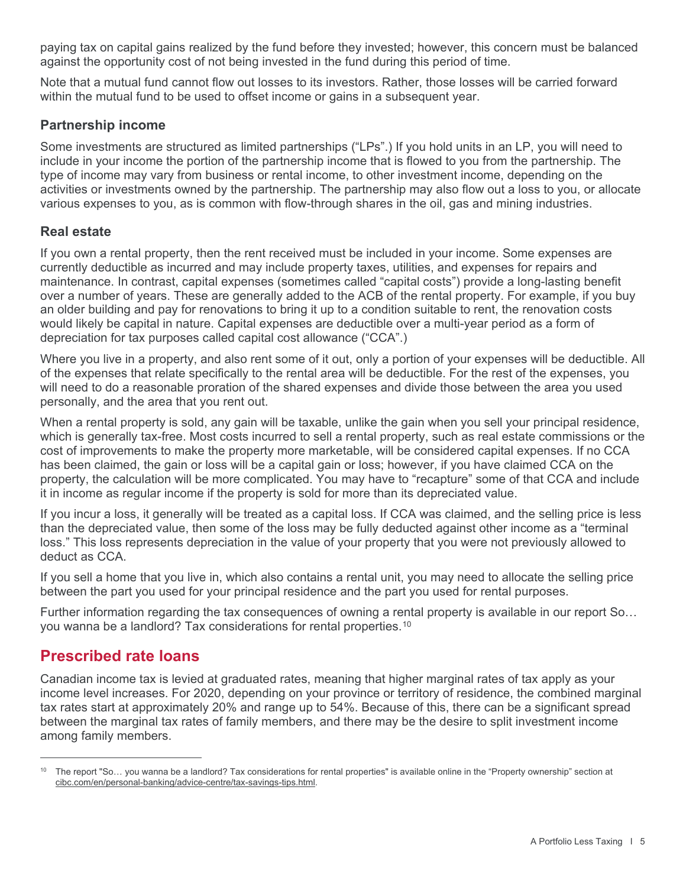paying tax on capital gains realized by the fund before they invested; however, this concern must be balanced against the opportunity cost of not being invested in the fund during this period of time.

Note that a mutual fund cannot flow out losses to its investors. Rather, those losses will be carried forward within the mutual fund to be used to offset income or gains in a subsequent year.

### Partnership income

Some investments are structured as limited partnerships ("LPs".) If you hold units in an LP, you will need to include in your income the portion of the partnership income that is flowed to you from the partnership. The type of income may vary from business or rental income, to other investment income, depending on the activities or investments owned by the partnership. The partnership may also flow out a loss to you, or allocate various expenses to you, as is common with flow-through shares in the oil, gas and mining industries.

### Real estate

If you own a rental property, then the rent received must be included in your income. Some expenses are currently deductible as incurred and may include property taxes, utilities, and expenses for repairs and maintenance. In contrast, capital expenses (sometimes called "capital costs") provide a long-lasting benefit over a number of years. These are generally added to the ACB of the rental property. For example, if you buy an older building and pay for renovations to bring it up to a condition suitable to rent, the renovation costs would likely be capital in nature. Capital expenses are deductible over a multi-year period as a form of depreciation for tax purposes called capital cost allowance ("CCA".)

Where you live in a property, and also rent some of it out, only a portion of your expenses will be deductible. All of the expenses that relate specifically to the rental area will be deductible. For the rest of the expenses, you will need to do a reasonable proration of the shared expenses and divide those between the area you used personally, and the area that you rent out.

When a rental property is sold, any gain will be taxable, unlike the gain when you sell your principal residence, which is generally tax-free. Most costs incurred to sell a rental property, such as real estate commissions or the cost of improvements to make the property more marketable, will be considered capital expenses. If no CCA has been claimed, the gain or loss will be a capital gain or loss; however, if you have claimed CCA on the property, the calculation will be more complicated. You may have to "recapture" some of that CCA and include it in income as regular income if the property is sold for more than its depreciated value.

If you incur a loss, it generally will be treated as a capital loss. If CCA was claimed, and the selling price is less than the depreciated value, then some of the loss may be fully deducted against other income as a "terminal loss." This loss represents depreciation in the value of your property that you were not previously allowed to deduct as CCA.

If you sell a home that you live in, which also contains a rental unit, you may need to allocate the selling price between the part you used for your principal residence and the part you used for rental purposes.

Further information regarding the tax consequences of owning a rental property is available in our report So… you wanna be a landlord? Tax considerations for rental properties.[10]

## Prescribed rate loans

Canadian income tax is levied at graduated rates, meaning that higher marginal rates of tax apply as your income level increases. For 2020, depending on your province or territory of residence, the combined marginal tax rates start at approximately 20% and range up to 54%. Because of this, there can be a significant spread between the marginal tax rates of family members, and there may be the desire to split investment income among family members.

---

[10] The report "So… you wanna be a landlord? Tax considerations for rental properties" is available online in the "Property ownership" section at cibc.com/en/personal-banking/advice-centre/tax-savings-tips.html.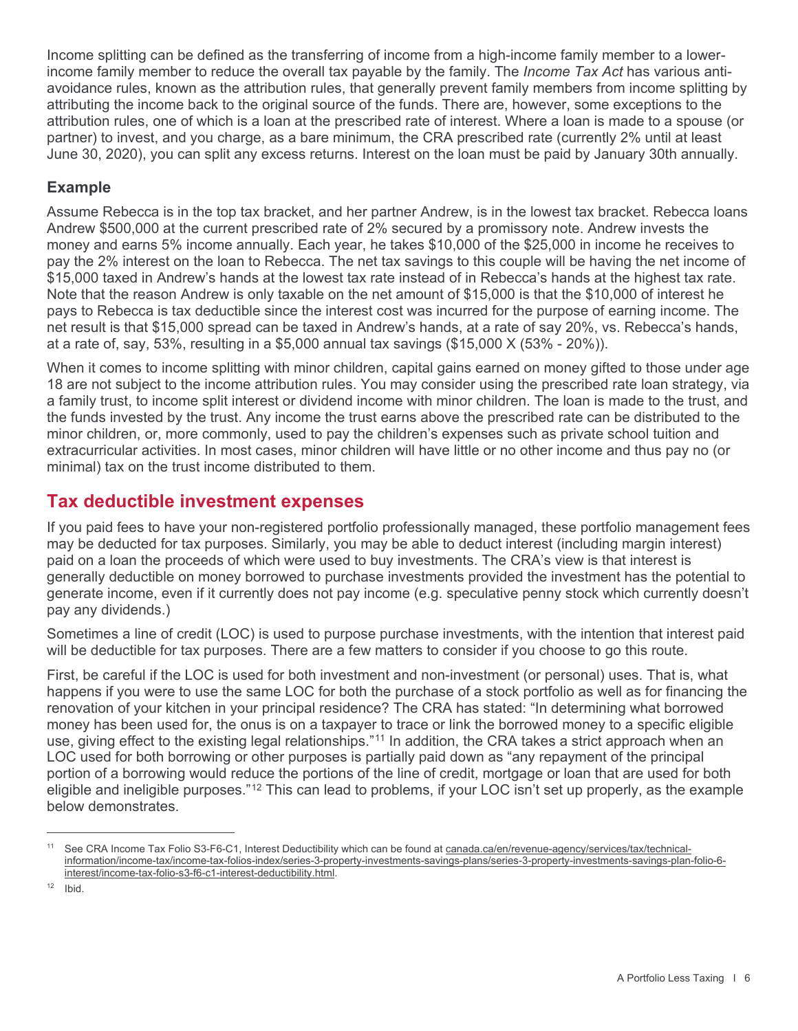Income splitting can be defined as the transferring of income from a high-income family member to a lower-income family member to reduce the overall tax payable by the family. The *Income Tax Act* has various anti-avoidance rules, known as the attribution rules, that generally prevent family members from income splitting by attributing the income back to the original source of the funds. There are, however, some exceptions to the attribution rules, one of which is a loan at the prescribed rate of interest. Where a loan is made to a spouse (or partner) to invest, and you charge, as a bare minimum, the CRA prescribed rate (currently 2% until at least June 30, 2020), you can split any excess returns. Interest on the loan must be paid by January 30th annually.

### Example

Assume Rebecca is in the top tax bracket, and her partner Andrew, is in the lowest tax bracket. Rebecca loans Andrew $500,000 at the current prescribed rate of 2% secured by a promissory note. Andrew invests the money and earns 5% income annually. Each year, he takes $10,000 of the $25,000 in income he receives to pay the 2% interest on the loan to Rebecca. The net tax savings to this couple will be having the net income of $15,000 taxed in Andrew's hands at the lowest tax rate instead of in Rebecca's hands at the highest tax rate. Note that the reason Andrew is only taxable on the net amount of $15,000 is that the $10,000 of interest he pays to Rebecca is tax deductible since the interest cost was incurred for the purpose of earning income. The net result is that $15,000 spread can be taxed in Andrew's hands, at a rate of say 20%, vs. Rebecca's hands, at a rate of, say, 53%, resulting in a $5,000 annual tax savings ($15,000 X (53% - 20%)).

When it comes to income splitting with minor children, capital gains earned on money gifted to those under age 18 are not subject to the income attribution rules. You may consider using the prescribed rate loan strategy, via a family trust, to income split interest or dividend income with minor children. The loan is made to the trust, and the funds invested by the trust. Any income the trust earns above the prescribed rate can be distributed to the minor children, or, more commonly, used to pay the children's expenses such as private school tuition and extracurricular activities. In most cases, minor children will have little or no other income and thus pay no (or minimal) tax on the trust income distributed to them.

## Tax deductible investment expenses

If you paid fees to have your non-registered portfolio professionally managed, these portfolio management fees may be deducted for tax purposes. Similarly, you may be able to deduct interest (including margin interest) paid on a loan the proceeds of which were used to buy investments. The CRA's view is that interest is generally deductible on money borrowed to purchase investments provided the investment has the potential to generate income, even if it currently does not pay income (e.g. speculative penny stock which currently doesn't pay any dividends.)

Sometimes a line of credit (LOC) is used to purpose purchase investments, with the intention that interest paid will be deductible for tax purposes. There are a few matters to consider if you choose to go this route.

First, be careful if the LOC is used for both investment and non-investment (or personal) uses. That is, what happens if you were to use the same LOC for both the purchase of a stock portfolio as well as for financing the renovation of your kitchen in your principal residence? The CRA has stated: "In determining what borrowed money has been used for, the onus is on a taxpayer to trace or link the borrowed money to a specific eligible use, giving effect to the existing legal relationships."[11] In addition, the CRA takes a strict approach when an LOC used for both borrowing or other purposes is partially paid down as "any repayment of the principal portion of a borrowing would reduce the portions of the line of credit, mortgage or loan that are used for both eligible and ineligible purposes."[12] This can lead to problems, if your LOC isn't set up properly, as the example below demonstrates.

---

[11] See CRA Income Tax Folio S3-F6-C1, Interest Deductibility which can be found at canada.ca/en/revenue-agency/services/tax/technical-information/income-tax/income-tax-folios-index/series-3-property-investments-savings-plans/series-3-property-investments-savings-plan-folio-6-interest/income-tax-folio-s3-f6-c1-interest-deductibility.html.

[12] Ibid.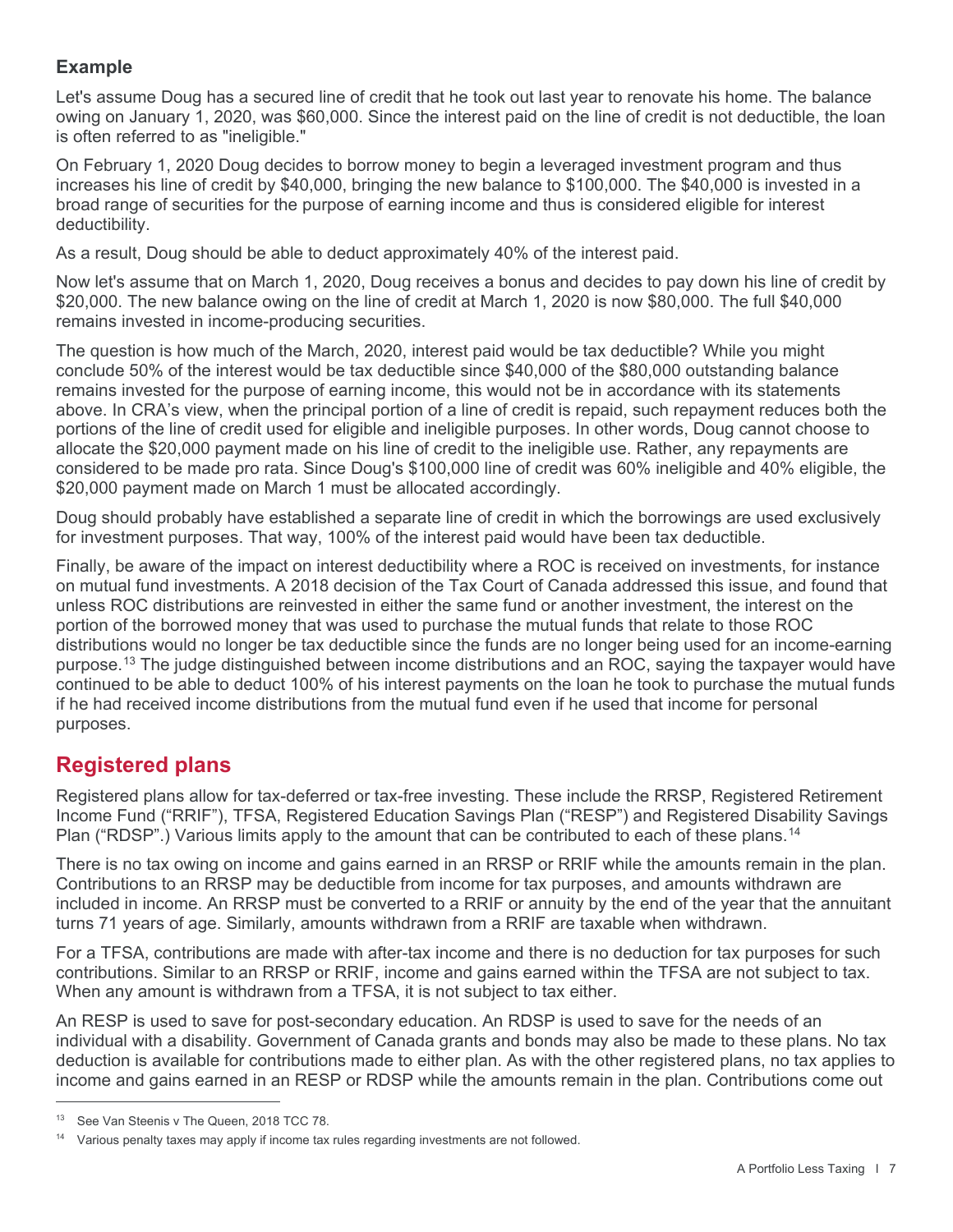### Example

Let's assume Doug has a secured line of credit that he took out last year to renovate his home. The balance owing on January 1, 2020, was $60,000. Since the interest paid on the line of credit is not deductible, the loan is often referred to as "ineligible."

On February 1, 2020 Doug decides to borrow money to begin a leveraged investment program and thus increases his line of credit by $40,000, bringing the new balance to $100,000. The $40,000 is invested in a broad range of securities for the purpose of earning income and thus is considered eligible for interest deductibility.

As a result, Doug should be able to deduct approximately 40% of the interest paid.

Now let's assume that on March 1, 2020, Doug receives a bonus and decides to pay down his line of credit by $20,000. The new balance owing on the line of credit at March 1, 2020 is now $80,000. The full $40,000 remains invested in income-producing securities.

The question is how much of the March, 2020, interest paid would be tax deductible? While you might conclude 50% of the interest would be tax deductible since $40,000 of the $80,000 outstanding balance remains invested for the purpose of earning income, this would not be in accordance with its statements above. In CRA's view, when the principal portion of a line of credit is repaid, such repayment reduces both the portions of the line of credit used for eligible and ineligible purposes. In other words, Doug cannot choose to allocate the $20,000 payment made on his line of credit to the ineligible use. Rather, any repayments are considered to be made pro rata. Since Doug's $100,000 line of credit was 60% ineligible and 40% eligible, the $20,000 payment made on March 1 must be allocated accordingly.

Doug should probably have established a separate line of credit in which the borrowings are used exclusively for investment purposes. That way, 100% of the interest paid would have been tax deductible.

Finally, be aware of the impact on interest deductibility where a ROC is received on investments, for instance on mutual fund investments. A 2018 decision of the Tax Court of Canada addressed this issue, and found that unless ROC distributions are reinvested in either the same fund or another investment, the interest on the portion of the borrowed money that was used to purchase the mutual funds that relate to those ROC distributions would no longer be tax deductible since the funds are no longer being used for an income-earning purpose.[13] The judge distinguished between income distributions and an ROC, saying the taxpayer would have continued to be able to deduct 100% of his interest payments on the loan he took to purchase the mutual funds if he had received income distributions from the mutual fund even if he used that income for personal purposes.

## Registered plans

Registered plans allow for tax-deferred or tax-free investing. These include the RRSP, Registered Retirement Income Fund ("RRIF"), TFSA, Registered Education Savings Plan ("RESP") and Registered Disability Savings Plan ("RDSP".) Various limits apply to the amount that can be contributed to each of these plans.[14]

There is no tax owing on income and gains earned in an RRSP or RRIF while the amounts remain in the plan. Contributions to an RRSP may be deductible from income for tax purposes, and amounts withdrawn are included in income. An RRSP must be converted to a RRIF or annuity by the end of the year that the annuitant turns 71 years of age. Similarly, amounts withdrawn from a RRIF are taxable when withdrawn.

For a TFSA, contributions are made with after-tax income and there is no deduction for tax purposes for such contributions. Similar to an RRSP or RRIF, income and gains earned within the TFSA are not subject to tax. When any amount is withdrawn from a TFSA, it is not subject to tax either.

An RESP is used to save for post-secondary education. An RDSP is used to save for the needs of an individual with a disability. Government of Canada grants and bonds may also be made to these plans. No tax deduction is available for contributions made to either plan. As with the other registered plans, no tax applies to income and gains earned in an RESP or RDSP while the amounts remain in the plan. Contributions come out

[13] See Van Steenis v The Queen, 2018 TCC 78.

[14] Various penalty taxes may apply if income tax rules regarding investments are not followed.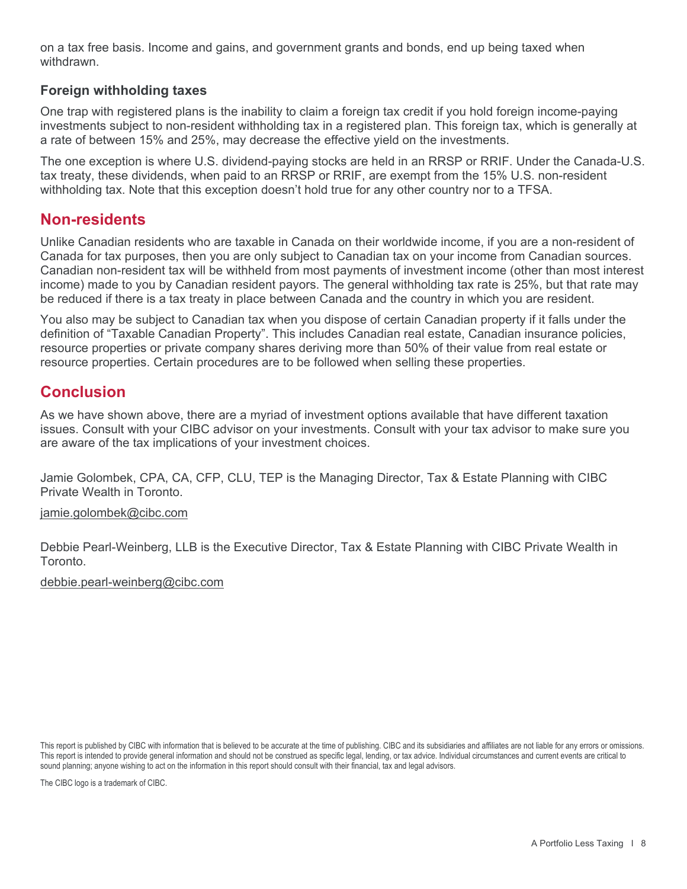on a tax free basis. Income and gains, and government grants and bonds, end up being taxed when withdrawn.

### Foreign withholding taxes

One trap with registered plans is the inability to claim a foreign tax credit if you hold foreign income-paying investments subject to non-resident withholding tax in a registered plan. This foreign tax, which is generally at a rate of between 15% and 25%, may decrease the effective yield on the investments.

The one exception is where U.S. dividend-paying stocks are held in an RRSP or RRIF. Under the Canada-U.S. tax treaty, these dividends, when paid to an RRSP or RRIF, are exempt from the 15% U.S. non-resident withholding tax. Note that this exception doesn't hold true for any other country nor to a TFSA.

## Non-residents

Unlike Canadian residents who are taxable in Canada on their worldwide income, if you are a non-resident of Canada for tax purposes, then you are only subject to Canadian tax on your income from Canadian sources. Canadian non-resident tax will be withheld from most payments of investment income (other than most interest income) made to you by Canadian resident payors. The general withholding tax rate is 25%, but that rate may be reduced if there is a tax treaty in place between Canada and the country in which you are resident.

You also may be subject to Canadian tax when you dispose of certain Canadian property if it falls under the definition of "Taxable Canadian Property". This includes Canadian real estate, Canadian insurance policies, resource properties or private company shares deriving more than 50% of their value from real estate or resource properties. Certain procedures are to be followed when selling these properties.

## Conclusion

As we have shown above, there are a myriad of investment options available that have different taxation issues. Consult with your CIBC advisor on your investments. Consult with your tax advisor to make sure you are aware of the tax implications of your investment choices.

Jamie Golombek, CPA, CA, CFP, CLU, TEP is the Managing Director, Tax & Estate Planning with CIBC Private Wealth in Toronto.

jamie.golombek@cibc.com

Debbie Pearl-Weinberg, LLB is the Executive Director, Tax & Estate Planning with CIBC Private Wealth in Toronto.

debbie.pearl-weinberg@cibc.com

This report is published by CIBC with information that is believed to be accurate at the time of publishing. CIBC and its subsidiaries and affiliates are not liable for any errors or omissions. This report is intended to provide general information and should not be construed as specific legal, lending, or tax advice. Individual circumstances and current events are critical to sound planning; anyone wishing to act on the information in this report should consult with their financial, tax and legal advisors.

The CIBC logo is a trademark of CIBC.